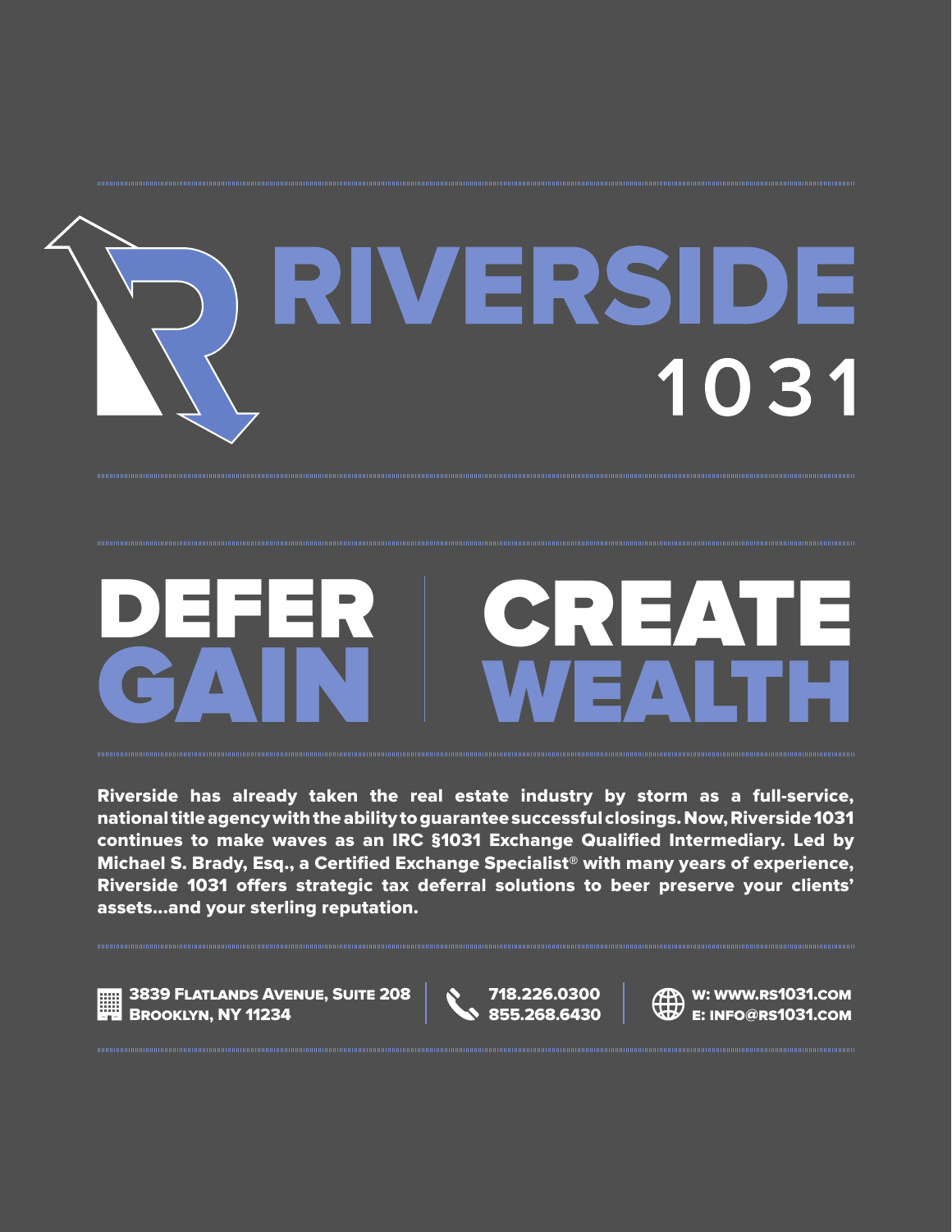# RIVERSIDE 1031

## DEFER GAIN | CREATE WEALTH

**Riverside has already taken the real estate industry by storm as a full-service, national title agency with the ability to guarantee successful closings. Now, Riverside 1031 continues to make waves as an IRC §1031 Exchange Qualified Intermediary. Led by Michael S. Brady, Esq., a Certified Exchange Specialist® with many years of experience, Riverside 1031 offers strategic tax deferral solutions to beer preserve your clients' assets...and your sterling reputation.**

**3839 Flatlands Avenue, Suite 208**
**Brooklyn, NY 11234**

**718.226.0300**
**855.268.6430**

**W: www.rs1031.com**
**E: info@rs1031.com**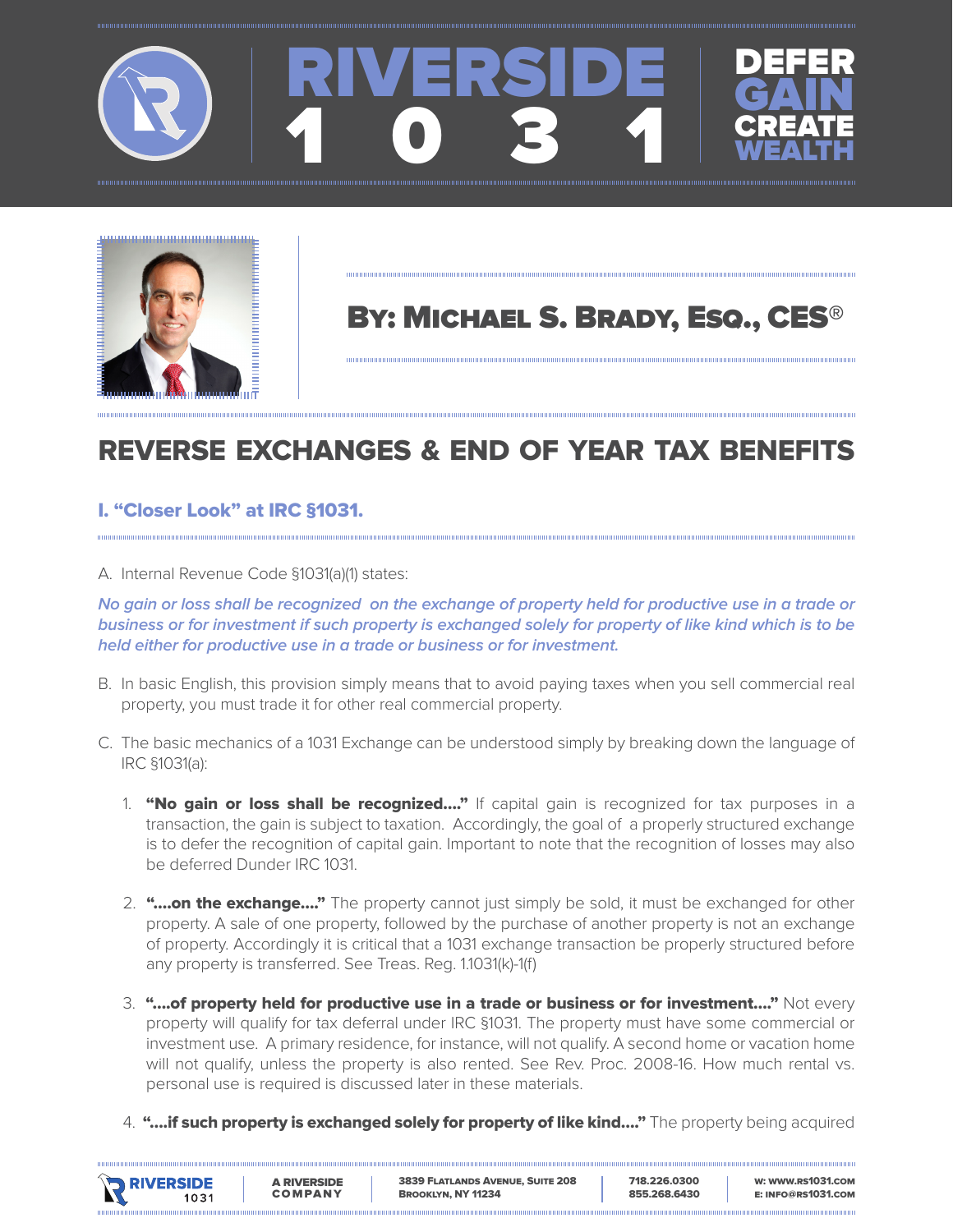# RIVERSIDE 1031

DEFER GAIN CREATE WEALTH

## By: Michael S. Brady, Esq., CES®

## REVERSE EXCHANGES & END OF YEAR TAX BENEFITS

### I. "Closer Look" at IRC §1031.

A. Internal Revenue Code §1031(a)(1) states:

*No gain or loss shall be recognized on the exchange of property held for productive use in a trade or business or for investment if such property is exchanged solely for property of like kind which is to be held either for productive use in a trade or business or for investment.*

B. In basic English, this provision simply means that to avoid paying taxes when you sell commercial real property, you must trade it for other real commercial property.

C. The basic mechanics of a 1031 Exchange can be understood simply by breaking down the language of IRC §1031(a):

1. **"No gain or loss shall be recognized…."** If capital gain is recognized for tax purposes in a transaction, the gain is subject to taxation. Accordingly, the goal of a properly structured exchange is to defer the recognition of capital gain. Important to note that the recognition of losses may also be deferred Dunder IRC 1031.

2. **"….on the exchange…."** The property cannot just simply be sold, it must be exchanged for other property. A sale of one property, followed by the purchase of another property is not an exchange of property. Accordingly it is critical that a 1031 exchange transaction be properly structured before any property is transferred. See Treas. Reg. 1.1031(k)-1(f)

3. **"….of property held for productive use in a trade or business or for investment…."** Not every property will qualify for tax deferral under IRC §1031. The property must have some commercial or investment use. A primary residence, for instance, will not qualify. A second home or vacation home will not qualify, unless the property is also rented. See Rev. Proc. 2008-16. How much rental vs. personal use is required is discussed later in these materials.

4. **"….if such property is exchanged solely for property of like kind…."** The property being acquired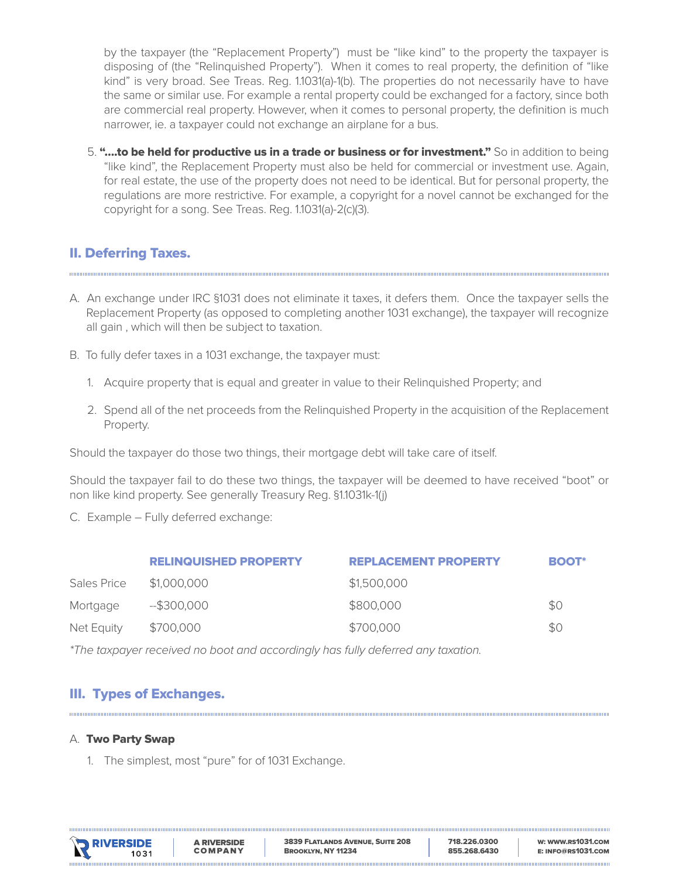by the taxpayer (the "Replacement Property") must be "like kind" to the property the taxpayer is disposing of (the "Relinquished Property"). When it comes to real property, the definition of "like kind" is very broad. See Treas. Reg. 1.1031(a)-1(b). The properties do not necessarily have to have the same or similar use. For example a rental property could be exchanged for a factory, since both are commercial real property. However, when it comes to personal property, the definition is much narrower, ie. a taxpayer could not exchange an airplane for a bus.

5. **"….to be held for productive us in a trade or business or for investment."** So in addition to being "like kind", the Replacement Property must also be held for commercial or investment use. Again, for real estate, the use of the property does not need to be identical. But for personal property, the regulations are more restrictive. For example, a copyright for a novel cannot be exchanged for the copyright for a song. See Treas. Reg. 1.1031(a)-2(c)(3).

## II. Deferring Taxes.

A. An exchange under IRC §1031 does not eliminate it taxes, it defers them. Once the taxpayer sells the Replacement Property (as opposed to completing another 1031 exchange), the taxpayer will recognize all gain , which will then be subject to taxation.

B. To fully defer taxes in a 1031 exchange, the taxpayer must:

1. Acquire property that is equal and greater in value to their Relinquished Property; and
2. Spend all of the net proceeds from the Relinquished Property in the acquisition of the Replacement Property.

Should the taxpayer do those two things, their mortgage debt will take care of itself.

Should the taxpayer fail to do these two things, the taxpayer will be deemed to have received "boot" or non like kind property. See generally Treasury Reg. §1.1031k-1(j)

C. Example – Fully deferred exchange:

| | RELINQUISHED PROPERTY | REPLACEMENT PROPERTY | BOOT* |
|---|---|---|---|
| Sales Price | $1,000,000 | $1,500,000 | |
| Mortgage | --$300,000 | $800,000 | $0 |
| Net Equity | $700,000 | $700,000 | $0 |

*\*The taxpayer received no boot and accordingly has fully deferred any taxation.*

## III. Types of Exchanges.

A. **Two Party Swap**

1. The simplest, most "pure" for of 1031 Exchange.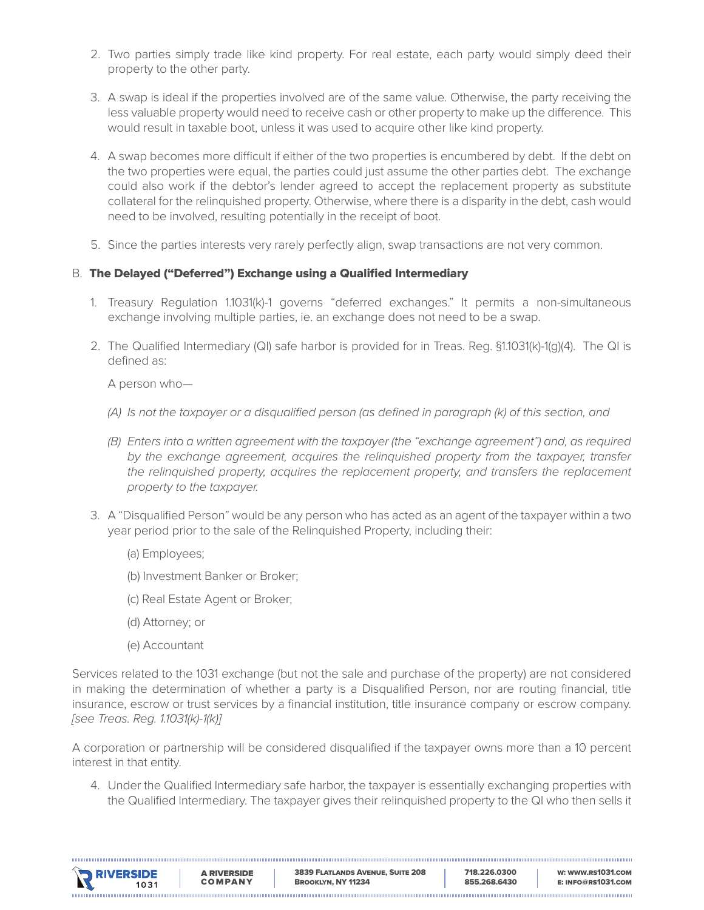2. Two parties simply trade like kind property. For real estate, each party would simply deed their property to the other party.

3. A swap is ideal if the properties involved are of the same value. Otherwise, the party receiving the less valuable property would need to receive cash or other property to make up the difference. This would result in taxable boot, unless it was used to acquire other like kind property.

4. A swap becomes more difficult if either of the two properties is encumbered by debt. If the debt on the two properties were equal, the parties could just assume the other parties debt. The exchange could also work if the debtor's lender agreed to accept the replacement property as substitute collateral for the relinquished property. Otherwise, where there is a disparity in the debt, cash would need to be involved, resulting potentially in the receipt of boot.

5. Since the parties interests very rarely perfectly align, swap transactions are not very common.

B. **The Delayed ("Deferred") Exchange using a Qualified Intermediary**

1. Treasury Regulation 1.1031(k)-1 governs "deferred exchanges." It permits a non-simultaneous exchange involving multiple parties, ie. an exchange does not need to be a swap.

2. The Qualified Intermediary (QI) safe harbor is provided for in Treas. Reg. §1.1031(k)-1(g)(4). The QI is defined as:

   A person who—

   *(A) Is not the taxpayer or a disqualified person (as defined in paragraph (k) of this section, and*

   *(B) Enters into a written agreement with the taxpayer (the "exchange agreement") and, as required by the exchange agreement, acquires the relinquished property from the taxpayer, transfer the relinquished property, acquires the replacement property, and transfers the replacement property to the taxpayer.*

3. A "Disqualified Person" would be any person who has acted as an agent of the taxpayer within a two year period prior to the sale of the Relinquished Property, including their:

   (a) Employees;

   (b) Investment Banker or Broker;

   (c) Real Estate Agent or Broker;

   (d) Attorney; or

   (e) Accountant

Services related to the 1031 exchange (but not the sale and purchase of the property) are not considered in making the determination of whether a party is a Disqualified Person, nor are routing financial, title insurance, escrow or trust services by a financial institution, title insurance company or escrow company. *[see Treas. Reg. 1.1031(k)-1(k)]*

A corporation or partnership will be considered disqualified if the taxpayer owns more than a 10 percent interest in that entity.

4. Under the Qualified Intermediary safe harbor, the taxpayer is essentially exchanging properties with the Qualified Intermediary. The taxpayer gives their relinquished property to the QI who then sells it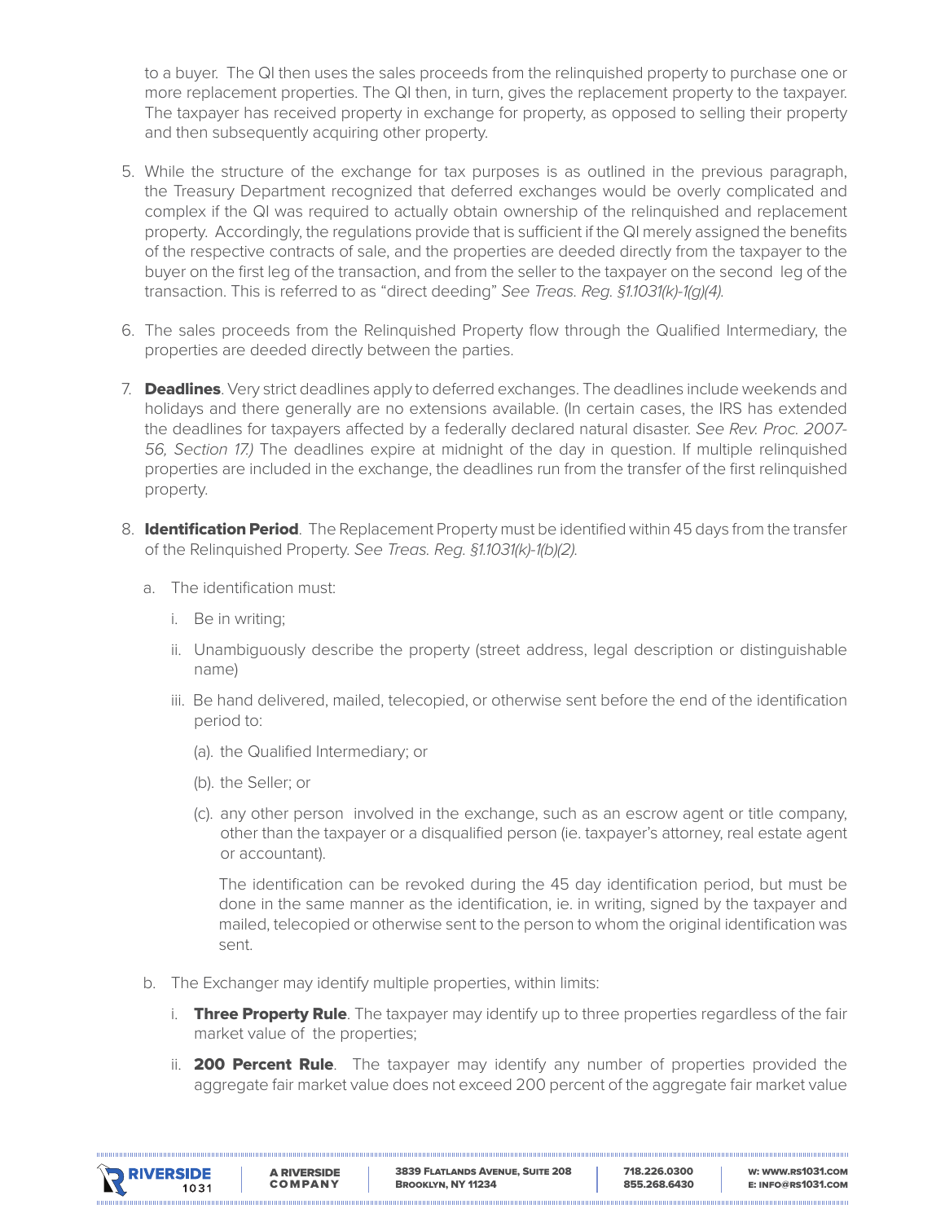to a buyer. The QI then uses the sales proceeds from the relinquished property to purchase one or more replacement properties. The QI then, in turn, gives the replacement property to the taxpayer. The taxpayer has received property in exchange for property, as opposed to selling their property and then subsequently acquiring other property.

5. While the structure of the exchange for tax purposes is as outlined in the previous paragraph, the Treasury Department recognized that deferred exchanges would be overly complicated and complex if the QI was required to actually obtain ownership of the relinquished and replacement property. Accordingly, the regulations provide that is sufficient if the QI merely assigned the benefits of the respective contracts of sale, and the properties are deeded directly from the taxpayer to the buyer on the first leg of the transaction, and from the seller to the taxpayer on the second leg of the transaction. This is referred to as "direct deeding" *See Treas. Reg. §1.1031(k)-1(g)(4).*

6. The sales proceeds from the Relinquished Property flow through the Qualified Intermediary, the properties are deeded directly between the parties.

7. **Deadlines**. Very strict deadlines apply to deferred exchanges. The deadlines include weekends and holidays and there generally are no extensions available. (In certain cases, the IRS has extended the deadlines for taxpayers affected by a federally declared natural disaster. *See Rev. Proc. 2007-56, Section 17.)* The deadlines expire at midnight of the day in question. If multiple relinquished properties are included in the exchange, the deadlines run from the transfer of the first relinquished property.

8. **Identification Period**. The Replacement Property must be identified within 45 days from the transfer of the Relinquished Property. *See Treas. Reg. §1.1031(k)-1(b)(2).*

   a. The identification must:

      i. Be in writing;

      ii. Unambiguously describe the property (street address, legal description or distinguishable name)

      iii. Be hand delivered, mailed, telecopied, or otherwise sent before the end of the identification period to:

         (a). the Qualified Intermediary; or

         (b). the Seller; or

         (c). any other person involved in the exchange, such as an escrow agent or title company, other than the taxpayer or a disqualified person (ie. taxpayer's attorney, real estate agent or accountant).

         The identification can be revoked during the 45 day identification period, but must be done in the same manner as the identification, ie. in writing, signed by the taxpayer and mailed, telecopied or otherwise sent to the person to whom the original identification was sent.

   b. The Exchanger may identify multiple properties, within limits:

      i. **Three Property Rule**. The taxpayer may identify up to three properties regardless of the fair market value of the properties;

      ii. **200 Percent Rule**. The taxpayer may identify any number of properties provided the aggregate fair market value does not exceed 200 percent of the aggregate fair market value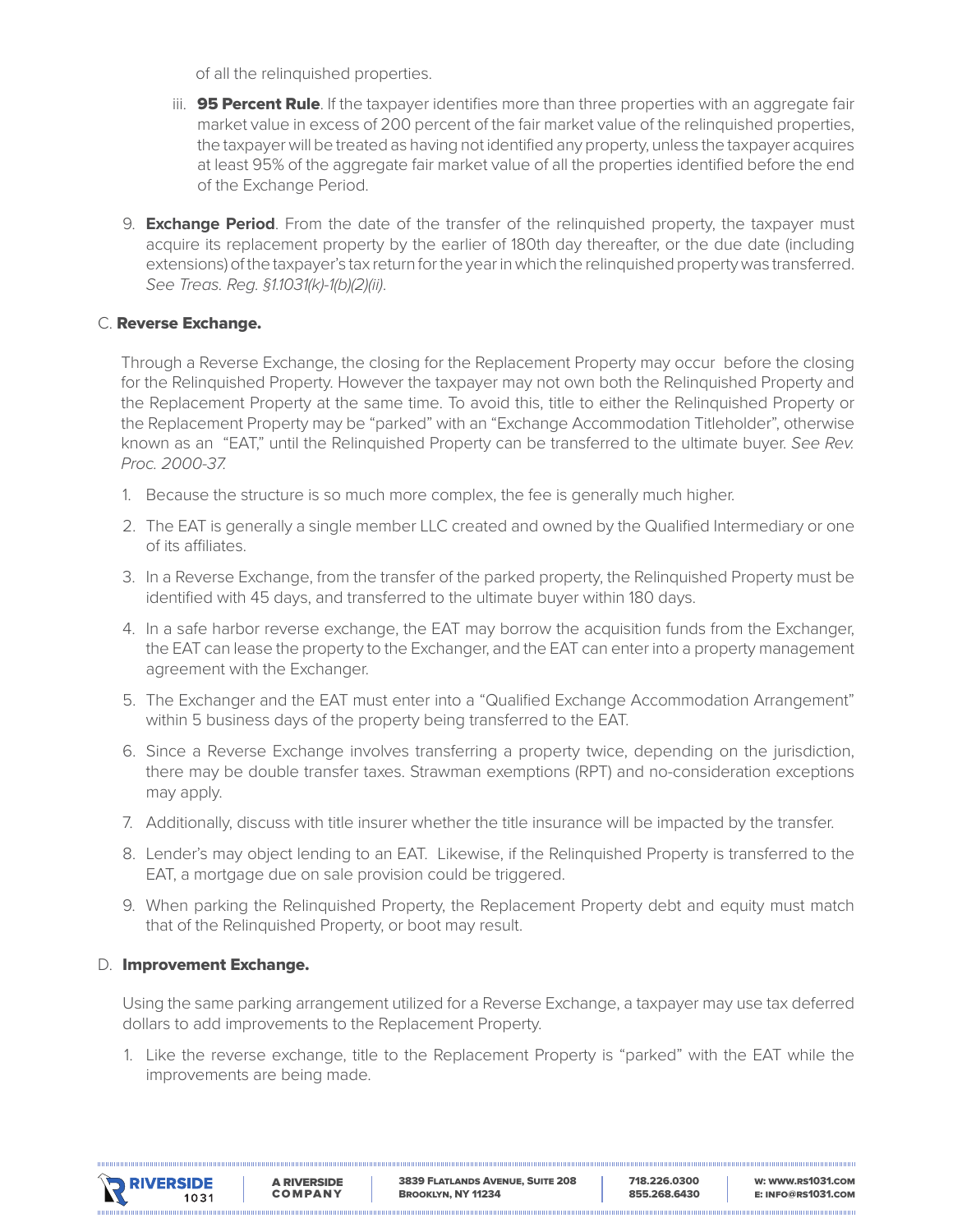of all the relinquished properties.

iii. **95 Percent Rule**. If the taxpayer identifies more than three properties with an aggregate fair market value in excess of 200 percent of the fair market value of the relinquished properties, the taxpayer will be treated as having not identified any property, unless the taxpayer acquires at least 95% of the aggregate fair market value of all the properties identified before the end of the Exchange Period.

9. **Exchange Period**. From the date of the transfer of the relinquished property, the taxpayer must acquire its replacement property by the earlier of 180th day thereafter, or the due date (including extensions) of the taxpayer's tax return for the year in which the relinquished property was transferred. *See Treas. Reg. §1.1031(k)-1(b)(2)(ii).*

C. **Reverse Exchange.**

Through a Reverse Exchange, the closing for the Replacement Property may occur before the closing for the Relinquished Property. However the taxpayer may not own both the Relinquished Property and the Replacement Property at the same time. To avoid this, title to either the Relinquished Property or the Replacement Property may be "parked" with an "Exchange Accommodation Titleholder", otherwise known as an "EAT," until the Relinquished Property can be transferred to the ultimate buyer. *See Rev. Proc. 2000-37.*

1. Because the structure is so much more complex, the fee is generally much higher.
2. The EAT is generally a single member LLC created and owned by the Qualified Intermediary or one of its affiliates.
3. In a Reverse Exchange, from the transfer of the parked property, the Relinquished Property must be identified with 45 days, and transferred to the ultimate buyer within 180 days.
4. In a safe harbor reverse exchange, the EAT may borrow the acquisition funds from the Exchanger, the EAT can lease the property to the Exchanger, and the EAT can enter into a property management agreement with the Exchanger.
5. The Exchanger and the EAT must enter into a "Qualified Exchange Accommodation Arrangement" within 5 business days of the property being transferred to the EAT.
6. Since a Reverse Exchange involves transferring a property twice, depending on the jurisdiction, there may be double transfer taxes. Strawman exemptions (RPT) and no-consideration exceptions may apply.
7. Additionally, discuss with title insurer whether the title insurance will be impacted by the transfer.
8. Lender's may object lending to an EAT. Likewise, if the Relinquished Property is transferred to the EAT, a mortgage due on sale provision could be triggered.
9. When parking the Relinquished Property, the Replacement Property debt and equity must match that of the Relinquished Property, or boot may result.

D. **Improvement Exchange.**

Using the same parking arrangement utilized for a Reverse Exchange, a taxpayer may use tax deferred dollars to add improvements to the Replacement Property.

1. Like the reverse exchange, title to the Replacement Property is "parked" with the EAT while the improvements are being made.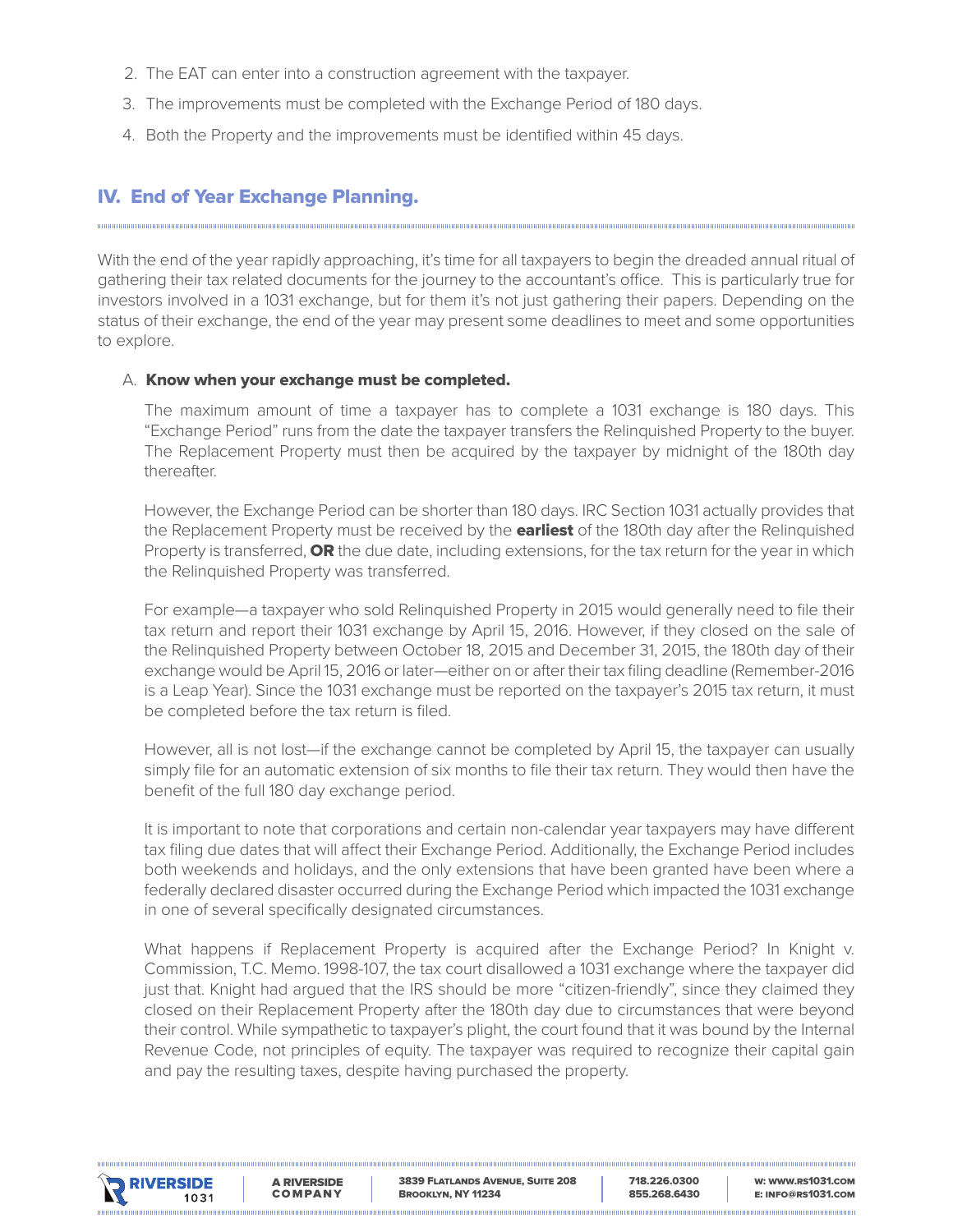2. The EAT can enter into a construction agreement with the taxpayer.
3. The improvements must be completed with the Exchange Period of 180 days.
4. Both the Property and the improvements must be identified within 45 days.

## IV. End of Year Exchange Planning.

With the end of the year rapidly approaching, it's time for all taxpayers to begin the dreaded annual ritual of gathering their tax related documents for the journey to the accountant's office. This is particularly true for investors involved in a 1031 exchange, but for them it's not just gathering their papers. Depending on the status of their exchange, the end of the year may present some deadlines to meet and some opportunities to explore.

A. **Know when your exchange must be completed.**

The maximum amount of time a taxpayer has to complete a 1031 exchange is 180 days. This "Exchange Period" runs from the date the taxpayer transfers the Relinquished Property to the buyer. The Replacement Property must then be acquired by the taxpayer by midnight of the 180th day thereafter.

However, the Exchange Period can be shorter than 180 days. IRC Section 1031 actually provides that the Replacement Property must be received by the **earliest** of the 180th day after the Relinquished Property is transferred, **OR** the due date, including extensions, for the tax return for the year in which the Relinquished Property was transferred.

For example—a taxpayer who sold Relinquished Property in 2015 would generally need to file their tax return and report their 1031 exchange by April 15, 2016. However, if they closed on the sale of the Relinquished Property between October 18, 2015 and December 31, 2015, the 180th day of their exchange would be April 15, 2016 or later—either on or after their tax filing deadline (Remember-2016 is a Leap Year). Since the 1031 exchange must be reported on the taxpayer's 2015 tax return, it must be completed before the tax return is filed.

However, all is not lost—if the exchange cannot be completed by April 15, the taxpayer can usually simply file for an automatic extension of six months to file their tax return. They would then have the benefit of the full 180 day exchange period.

It is important to note that corporations and certain non-calendar year taxpayers may have different tax filing due dates that will affect their Exchange Period. Additionally, the Exchange Period includes both weekends and holidays, and the only extensions that have been granted have been where a federally declared disaster occurred during the Exchange Period which impacted the 1031 exchange in one of several specifically designated circumstances.

What happens if Replacement Property is acquired after the Exchange Period? In Knight v. Commission, T.C. Memo. 1998-107, the tax court disallowed a 1031 exchange where the taxpayer did just that. Knight had argued that the IRS should be more "citizen-friendly", since they claimed they closed on their Replacement Property after the 180th day due to circumstances that were beyond their control. While sympathetic to taxpayer's plight, the court found that it was bound by the Internal Revenue Code, not principles of equity. The taxpayer was required to recognize their capital gain and pay the resulting taxes, despite having purchased the property.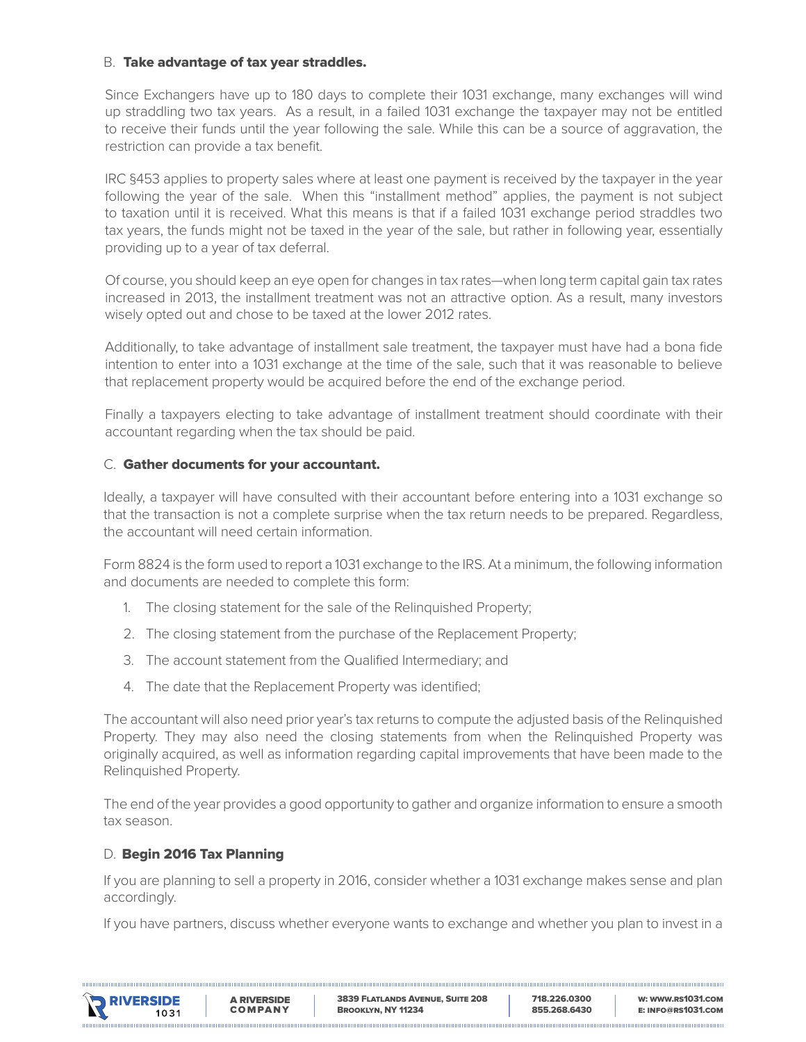### B. **Take advantage of tax year straddles.**

Since Exchangers have up to 180 days to complete their 1031 exchange, many exchanges will wind up straddling two tax years. As a result, in a failed 1031 exchange the taxpayer may not be entitled to receive their funds until the year following the sale. While this can be a source of aggravation, the restriction can provide a tax benefit.

IRC §453 applies to property sales where at least one payment is received by the taxpayer in the year following the year of the sale. When this "installment method" applies, the payment is not subject to taxation until it is received. What this means is that if a failed 1031 exchange period straddles two tax years, the funds might not be taxed in the year of the sale, but rather in following year, essentially providing up to a year of tax deferral.

Of course, you should keep an eye open for changes in tax rates—when long term capital gain tax rates increased in 2013, the installment treatment was not an attractive option. As a result, many investors wisely opted out and chose to be taxed at the lower 2012 rates.

Additionally, to take advantage of installment sale treatment, the taxpayer must have had a bona fide intention to enter into a 1031 exchange at the time of the sale, such that it was reasonable to believe that replacement property would be acquired before the end of the exchange period.

Finally a taxpayers electing to take advantage of installment treatment should coordinate with their accountant regarding when the tax should be paid.

### C. **Gather documents for your accountant.**

Ideally, a taxpayer will have consulted with their accountant before entering into a 1031 exchange so that the transaction is not a complete surprise when the tax return needs to be prepared. Regardless, the accountant will need certain information.

Form 8824 is the form used to report a 1031 exchange to the IRS. At a minimum, the following information and documents are needed to complete this form:

1. The closing statement for the sale of the Relinquished Property;
2. The closing statement from the purchase of the Replacement Property;
3. The account statement from the Qualified Intermediary; and
4. The date that the Replacement Property was identified;

The accountant will also need prior year's tax returns to compute the adjusted basis of the Relinquished Property. They may also need the closing statements from when the Relinquished Property was originally acquired, as well as information regarding capital improvements that have been made to the Relinquished Property.

The end of the year provides a good opportunity to gather and organize information to ensure a smooth tax season.

### D. **Begin 2016 Tax Planning**

If you are planning to sell a property in 2016, consider whether a 1031 exchange makes sense and plan accordingly.

If you have partners, discuss whether everyone wants to exchange and whether you plan to invest in a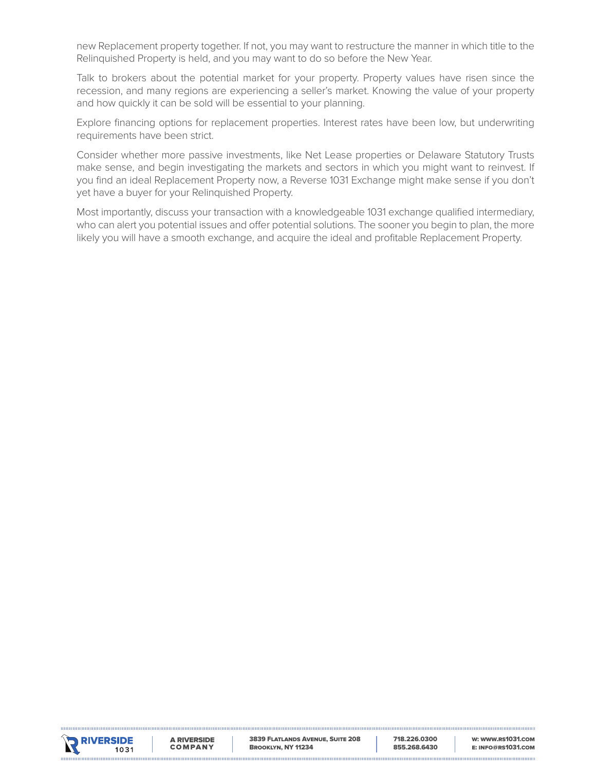new Replacement property together. If not, you may want to restructure the manner in which title to the Relinquished Property is held, and you may want to do so before the New Year.

Talk to brokers about the potential market for your property. Property values have risen since the recession, and many regions are experiencing a seller's market. Knowing the value of your property and how quickly it can be sold will be essential to your planning.

Explore financing options for replacement properties. Interest rates have been low, but underwriting requirements have been strict.

Consider whether more passive investments, like Net Lease properties or Delaware Statutory Trusts make sense, and begin investigating the markets and sectors in which you might want to reinvest. If you find an ideal Replacement Property now, a Reverse 1031 Exchange might make sense if you don't yet have a buyer for your Relinquished Property.

Most importantly, discuss your transaction with a knowledgeable 1031 exchange qualified intermediary, who can alert you potential issues and offer potential solutions. The sooner you begin to plan, the more likely you will have a smooth exchange, and acquire the ideal and profitable Replacement Property.